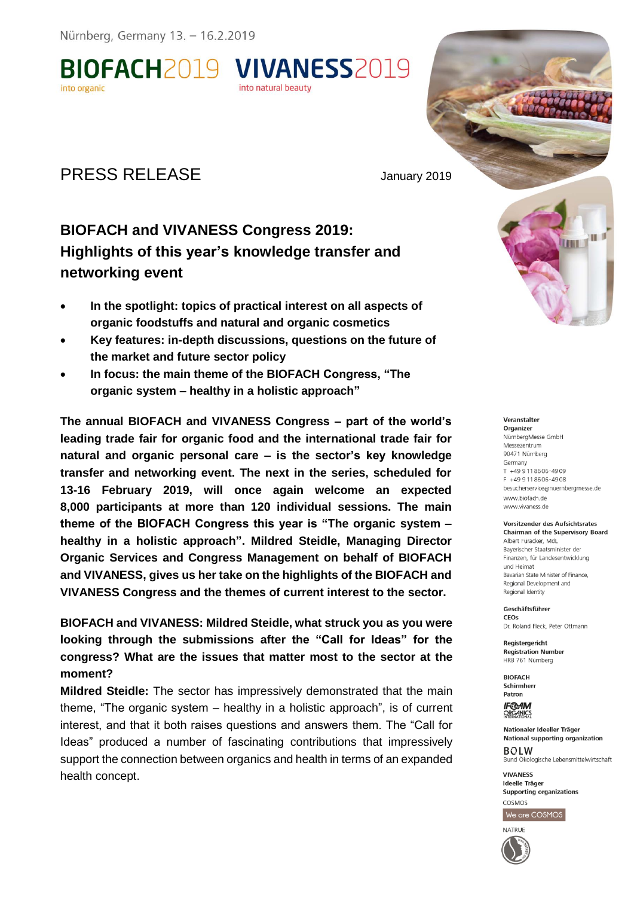Nürnberg, Germany 13. – 16.2.2019

BIOFACH2019 into organic VIVANESS2019 into natural beauty

# PRESS RELEASE

January 2019

## BIOFACH and VIVANESS Congress 2019: Highlights of this year's knowledge transfer and networking event

- **In the spotlight: topics of practical interest on all aspects of organic foodstuffs and natural and organic cosmetics**
- **Key features: in-depth discussions, questions on the future of the market and future sector policy**
- **In focus: the main theme of the BIOFACH Congress, "The organic system – healthy in a holistic approach"**

**The annual BIOFACH and VIVANESS Congress – part of the world's leading trade fair for organic food and the international trade fair for natural and organic personal care – is the sector's key knowledge transfer and networking event. The next in the series, scheduled for 13-16 February 2019, will once again welcome an expected 8,000 participants at more than 120 individual sessions. The main theme of the BIOFACH Congress this year is "The organic system – healthy in a holistic approach". Mildred Steidle, Managing Director Organic Services and Congress Management on behalf of BIOFACH and VIVANESS, gives us her take on the highlights of the BIOFACH and VIVANESS Congress and the themes of current interest to the sector.**

**BIOFACH and VIVANESS: Mildred Steidle, what struck you as you were looking through the submissions after the "Call for Ideas" for the congress? What are the issues that matter most to the sector at the moment?**

**Mildred Steidle:** The sector has impressively demonstrated that the main theme, "The organic system – healthy in a holistic approach", is of current interest, and that it both raises questions and answers them. The "Call for Ideas" produced a number of fascinating contributions that impressively support the connection between organics and health in terms of an expanded health concept.

**Veranstalter**
**Organizer**
NürnbergMesse GmbH
Messezentrum
90471 Nürnberg
Germany
T +49 9 11 86 06-49 09
F +49 9 11 86 06-49 08
besucherservice@nuernbergmesse.de
www.biofach.de
www.vivaness.de

**Vorsitzender des Aufsichtsrates**
**Chairman of the Supervisory Board**
Albert Füracker, MdL
Bayerischer Staatsminister der Finanzen, für Landesentwicklung und Heimat
Bavarian State Minister of Finance, Regional Development and Regional Identity

**Geschäftsführer**
**CEOs**
Dr. Roland Fleck, Peter Ottmann

**Registergericht**
**Registration Number**
HRB 761 Nürnberg

**BIOFACH**
**Schirmherr**
**Patron**
IFOAM Organics International

**Nationaler Ideeller Träger**
**National supporting organization**
BÖLW
Bund Ökologische Lebensmittelwirtschaft

**VIVANESS**
**Ideelle Träger**
**Supporting organizations**
COSMOS
We are COSMOS
NATRUE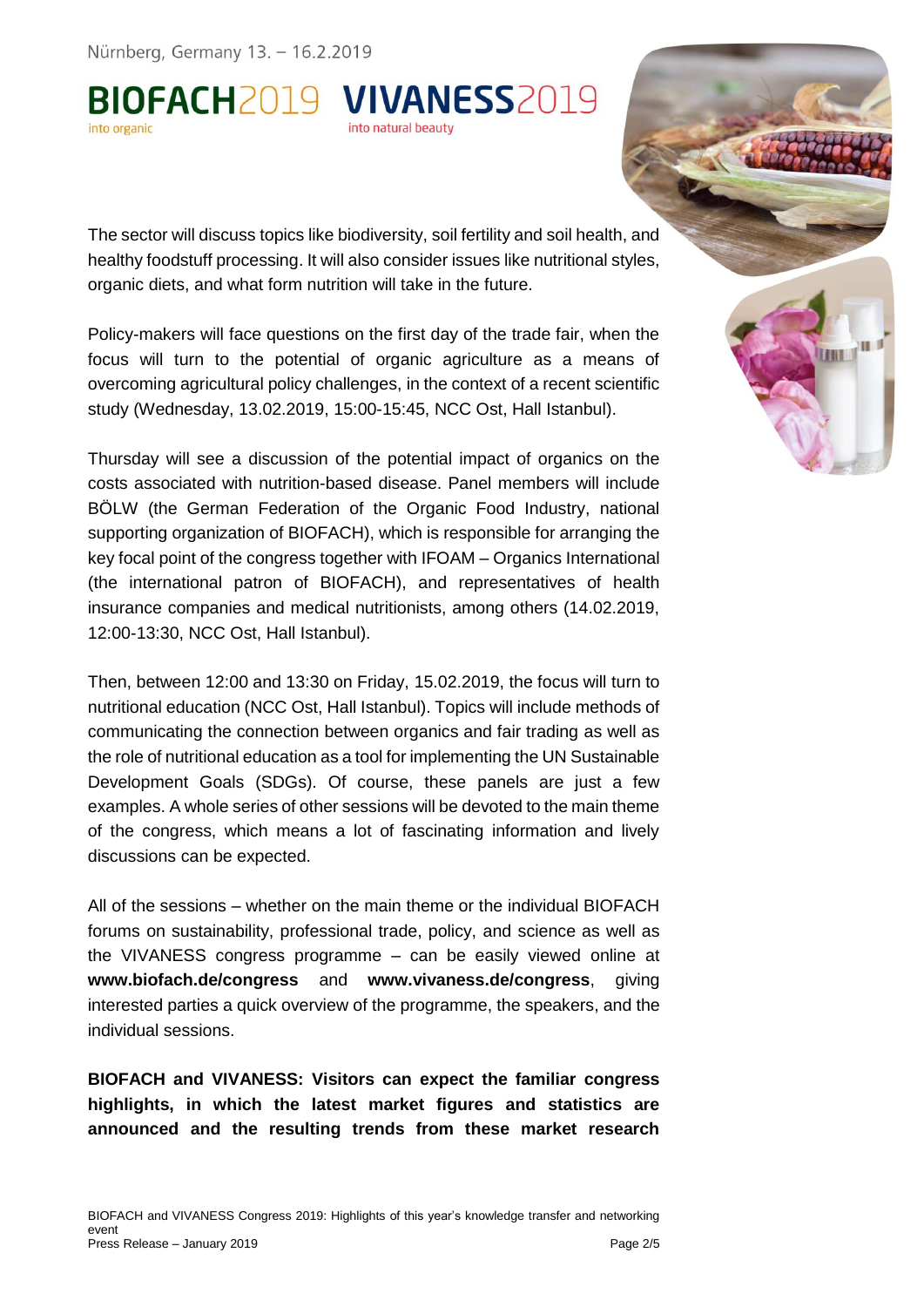The sector will discuss topics like biodiversity, soil fertility and soil health, and healthy foodstuff processing. It will also consider issues like nutritional styles, organic diets, and what form nutrition will take in the future.

Policy-makers will face questions on the first day of the trade fair, when the focus will turn to the potential of organic agriculture as a means of overcoming agricultural policy challenges, in the context of a recent scientific study (Wednesday, 13.02.2019, 15:00-15:45, NCC Ost, Hall Istanbul).

Thursday will see a discussion of the potential impact of organics on the costs associated with nutrition-based disease. Panel members will include BÖLW (the German Federation of the Organic Food Industry, national supporting organization of BIOFACH), which is responsible for arranging the key focal point of the congress together with IFOAM – Organics International (the international patron of BIOFACH), and representatives of health insurance companies and medical nutritionists, among others (14.02.2019, 12:00-13:30, NCC Ost, Hall Istanbul).

Then, between 12:00 and 13:30 on Friday, 15.02.2019, the focus will turn to nutritional education (NCC Ost, Hall Istanbul). Topics will include methods of communicating the connection between organics and fair trading as well as the role of nutritional education as a tool for implementing the UN Sustainable Development Goals (SDGs). Of course, these panels are just a few examples. A whole series of other sessions will be devoted to the main theme of the congress, which means a lot of fascinating information and lively discussions can be expected.

All of the sessions – whether on the main theme or the individual BIOFACH forums on sustainability, professional trade, policy, and science as well as the VIVANESS congress programme – can be easily viewed online at **www.biofach.de/congress** and **www.vivaness.de/congress**, giving interested parties a quick overview of the programme, the speakers, and the individual sessions.

**BIOFACH and VIVANESS: Visitors can expect the familiar congress highlights, in which the latest market figures and statistics are announced and the resulting trends from these market research**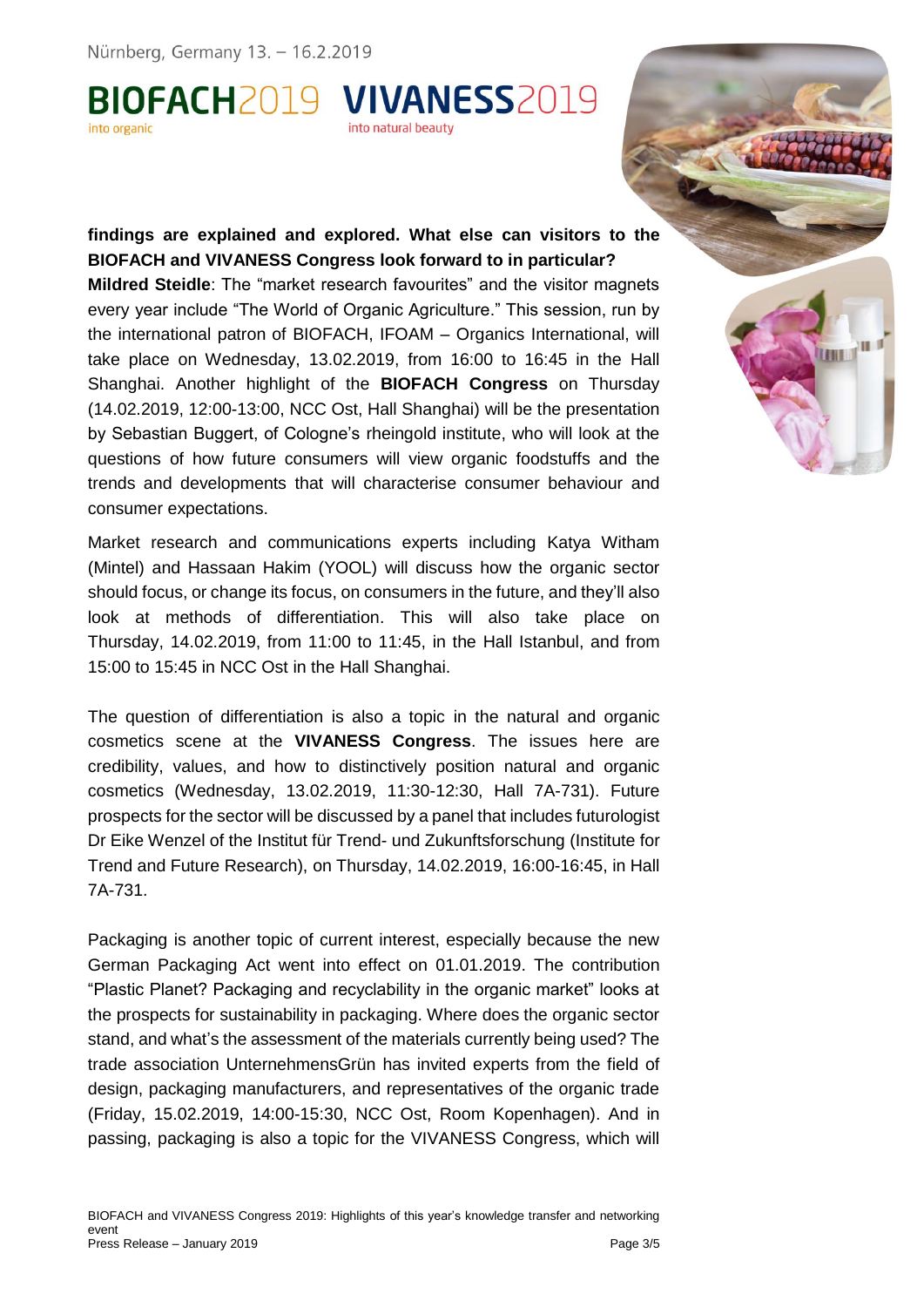**findings are explained and explored. What else can visitors to the BIOFACH and VIVANESS Congress look forward to in particular?**

**Mildred Steidle**: The "market research favourites" and the visitor magnets every year include "The World of Organic Agriculture." This session, run by the international patron of BIOFACH, IFOAM – Organics International, will take place on Wednesday, 13.02.2019, from 16:00 to 16:45 in the Hall Shanghai. Another highlight of the **BIOFACH Congress** on Thursday (14.02.2019, 12:00-13:00, NCC Ost, Hall Shanghai) will be the presentation by Sebastian Buggert, of Cologne's rheingold institute, who will look at the questions of how future consumers will view organic foodstuffs and the trends and developments that will characterise consumer behaviour and consumer expectations.

Market research and communications experts including Katya Witham (Mintel) and Hassaan Hakim (YOOL) will discuss how the organic sector should focus, or change its focus, on consumers in the future, and they'll also look at methods of differentiation. This will also take place on Thursday, 14.02.2019, from 11:00 to 11:45, in the Hall Istanbul, and from 15:00 to 15:45 in NCC Ost in the Hall Shanghai.

The question of differentiation is also a topic in the natural and organic cosmetics scene at the **VIVANESS Congress**. The issues here are credibility, values, and how to distinctively position natural and organic cosmetics (Wednesday, 13.02.2019, 11:30-12:30, Hall 7A-731). Future prospects for the sector will be discussed by a panel that includes futurologist Dr Eike Wenzel of the Institut für Trend- und Zukunftsforschung (Institute for Trend and Future Research), on Thursday, 14.02.2019, 16:00-16:45, in Hall 7A-731.

Packaging is another topic of current interest, especially because the new German Packaging Act went into effect on 01.01.2019. The contribution "Plastic Planet? Packaging and recyclability in the organic market" looks at the prospects for sustainability in packaging. Where does the organic sector stand, and what's the assessment of the materials currently being used? The trade association UnternehmensGrün has invited experts from the field of design, packaging manufacturers, and representatives of the organic trade (Friday, 15.02.2019, 14:00-15:30, NCC Ost, Room Kopenhagen). And in passing, packaging is also a topic for the VIVANESS Congress, which will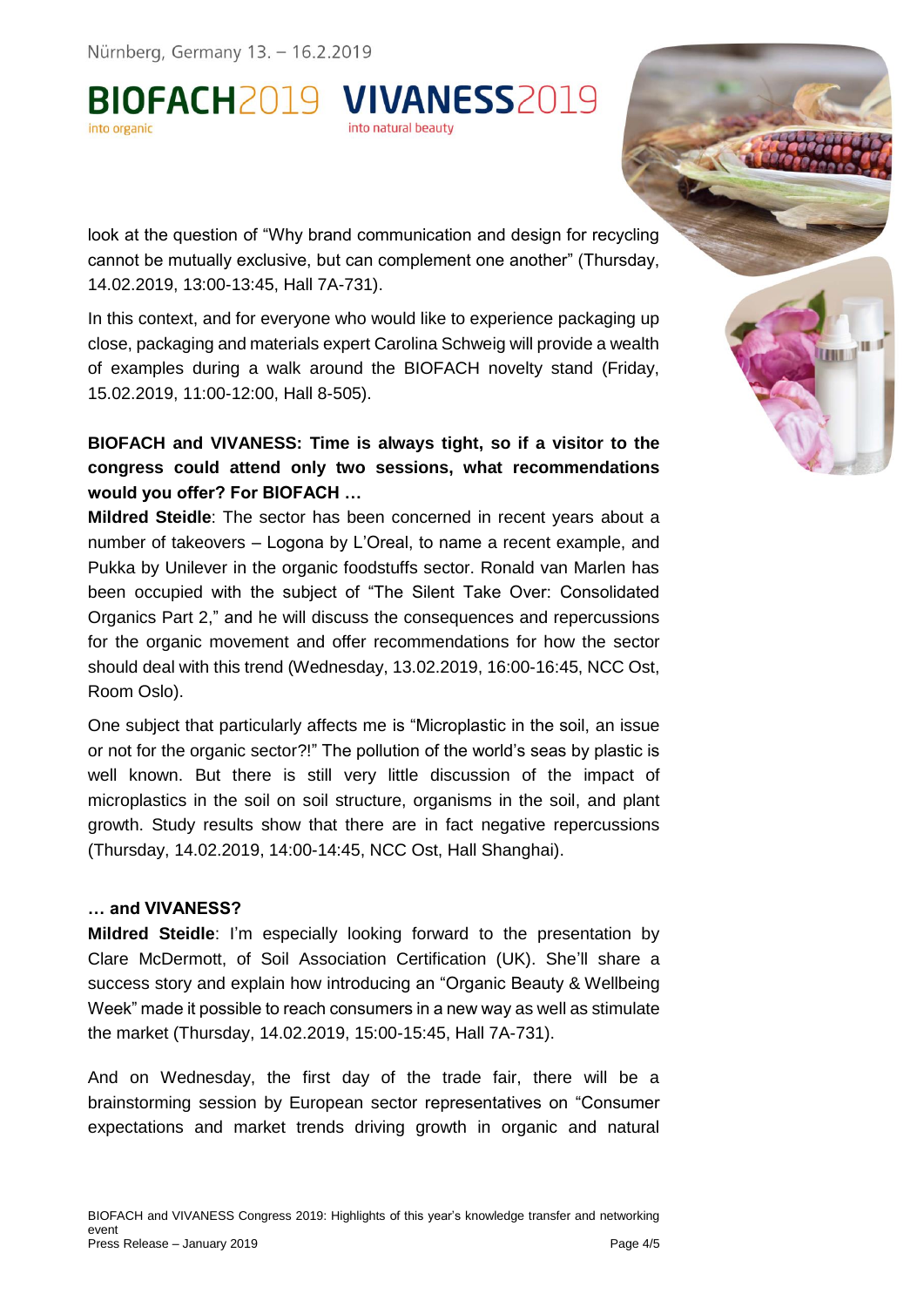look at the question of "Why brand communication and design for recycling cannot be mutually exclusive, but can complement one another" (Thursday, 14.02.2019, 13:00-13:45, Hall 7A-731).

In this context, and for everyone who would like to experience packaging up close, packaging and materials expert Carolina Schweig will provide a wealth of examples during a walk around the BIOFACH novelty stand (Friday, 15.02.2019, 11:00-12:00, Hall 8-505).

**BIOFACH and VIVANESS: Time is always tight, so if a visitor to the congress could attend only two sessions, what recommendations would you offer? For BIOFACH …**

**Mildred Steidle**: The sector has been concerned in recent years about a number of takeovers – Logona by L'Oreal, to name a recent example, and Pukka by Unilever in the organic foodstuffs sector. Ronald van Marlen has been occupied with the subject of "The Silent Take Over: Consolidated Organics Part 2," and he will discuss the consequences and repercussions for the organic movement and offer recommendations for how the sector should deal with this trend (Wednesday, 13.02.2019, 16:00-16:45, NCC Ost, Room Oslo).

One subject that particularly affects me is "Microplastic in the soil, an issue or not for the organic sector?!" The pollution of the world's seas by plastic is well known. But there is still very little discussion of the impact of microplastics in the soil on soil structure, organisms in the soil, and plant growth. Study results show that there are in fact negative repercussions (Thursday, 14.02.2019, 14:00-14:45, NCC Ost, Hall Shanghai).

**… and VIVANESS?**

**Mildred Steidle**: I'm especially looking forward to the presentation by Clare McDermott, of Soil Association Certification (UK). She'll share a success story and explain how introducing an "Organic Beauty & Wellbeing Week" made it possible to reach consumers in a new way as well as stimulate the market (Thursday, 14.02.2019, 15:00-15:45, Hall 7A-731).

And on Wednesday, the first day of the trade fair, there will be a brainstorming session by European sector representatives on "Consumer expectations and market trends driving growth in organic and natural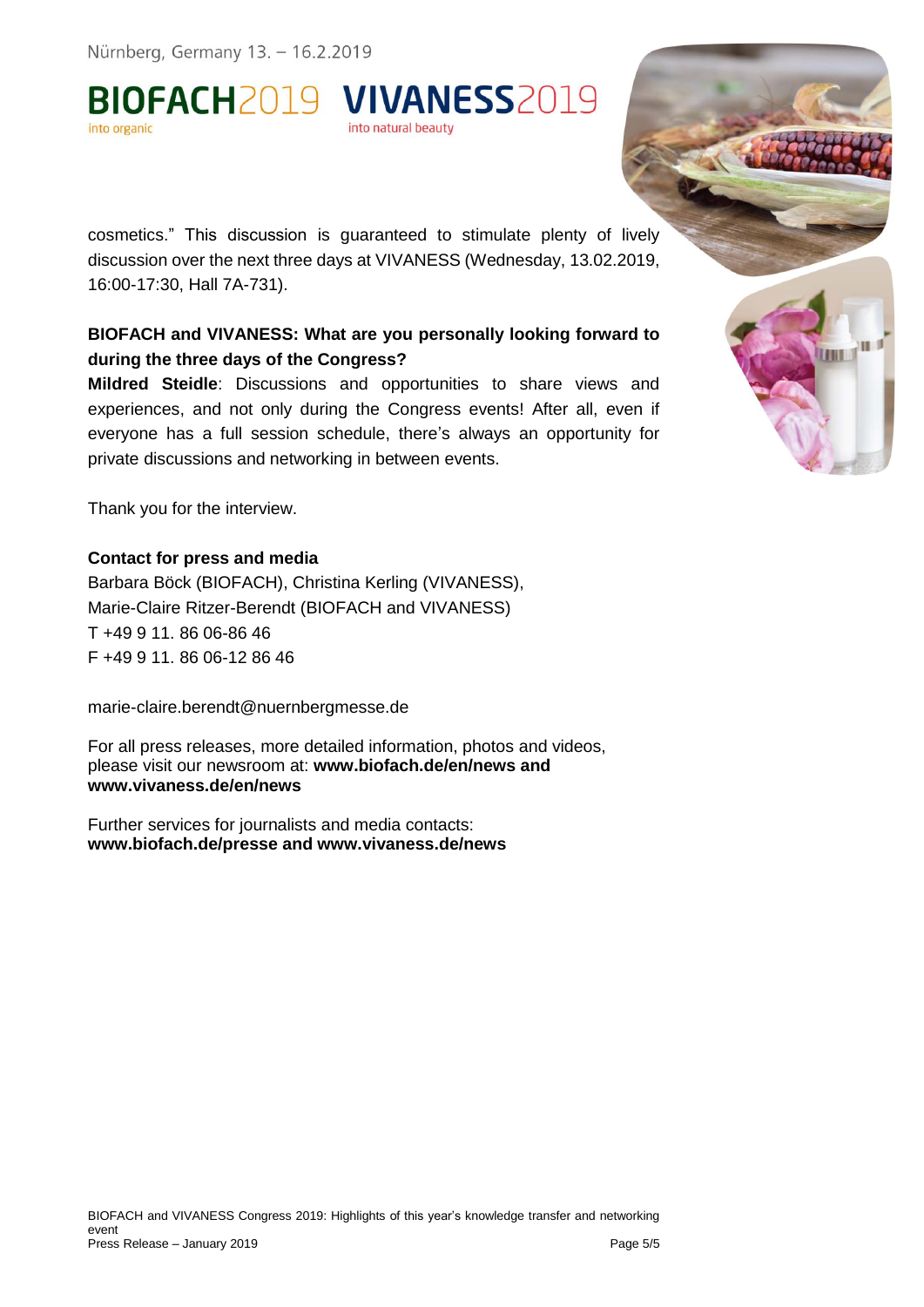cosmetics." This discussion is guaranteed to stimulate plenty of lively discussion over the next three days at VIVANESS (Wednesday, 13.02.2019, 16:00-17:30, Hall 7A-731).

**BIOFACH and VIVANESS: What are you personally looking forward to during the three days of the Congress?**

**Mildred Steidle**: Discussions and opportunities to share views and experiences, and not only during the Congress events! After all, even if everyone has a full session schedule, there's always an opportunity for private discussions and networking in between events.

Thank you for the interview.

**Contact for press and media**

Barbara Böck (BIOFACH), Christina Kerling (VIVANESS),
Marie-Claire Ritzer-Berendt (BIOFACH and VIVANESS)
T +49 9 11. 86 06-86 46
F +49 9 11. 86 06-12 86 46

marie-claire.berendt@nuernbergmesse.de

For all press releases, more detailed information, photos and videos, please visit our newsroom at: **www.biofach.de/en/news and www.vivaness.de/en/news**

Further services for journalists and media contacts:
**www.biofach.de/presse and www.vivaness.de/news**